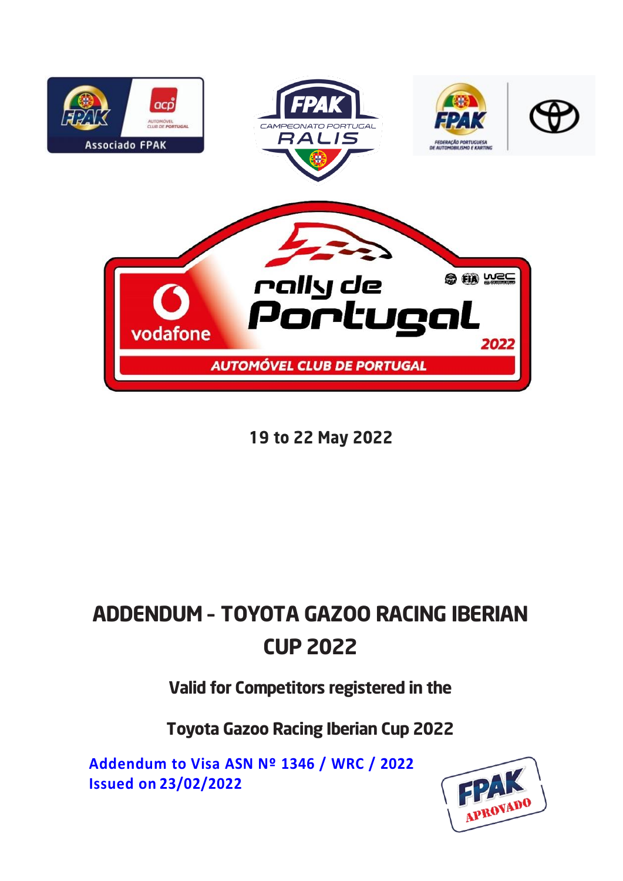19 to 22 May 2022

# ADDENDUM - TOYOTA GAZOO RACING IBERIAN CUP 2022

**Valid for Competitors registered in the**

**Toyota Gazoo Racing Iberian Cup 2022**

**Addendum to Visa ASN Nº 1346 / WRC / 2022**
**Issued on 23/02/2022**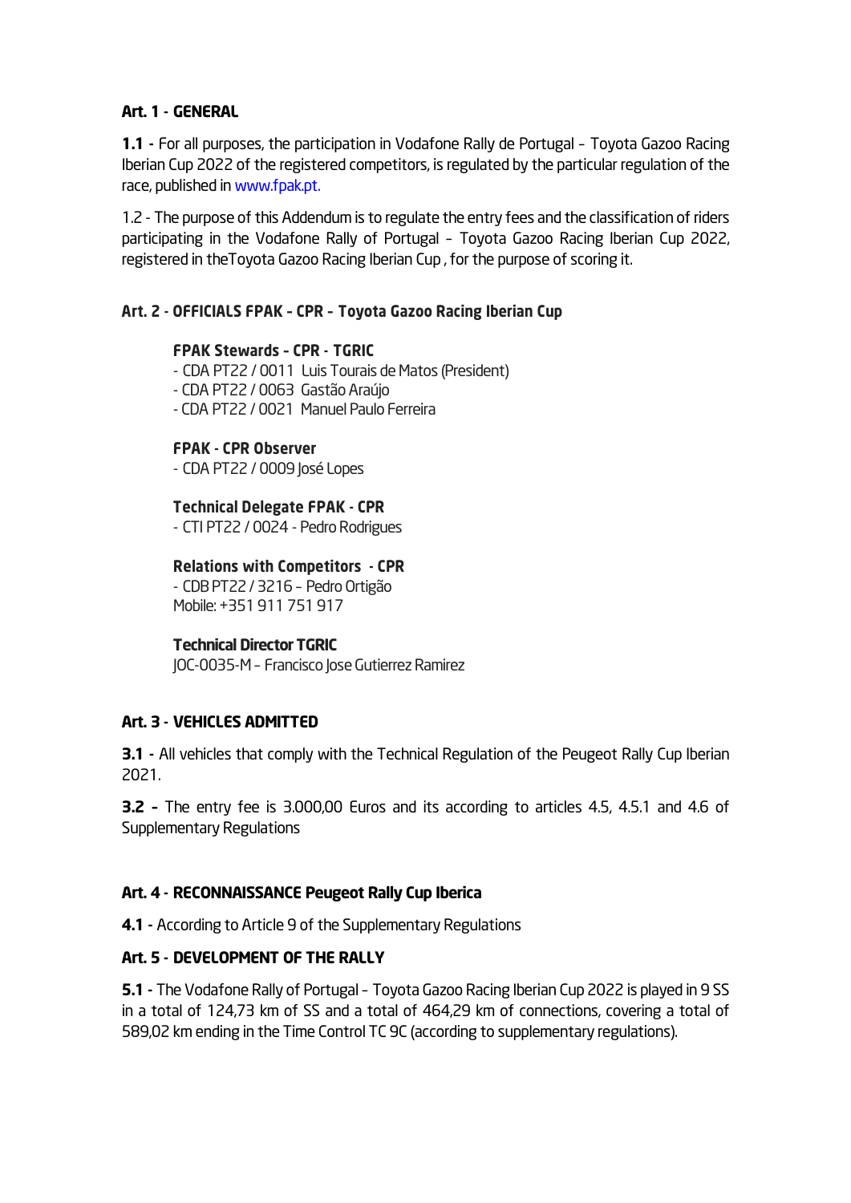## Art. 1 - GENERAL

**1.1 -** For all purposes, the participation in Vodafone Rally de Portugal – Toyota Gazoo Racing Iberian Cup 2022 of the registered competitors, is regulated by the particular regulation of the race, published in www.fpak.pt.

1.2 - The purpose of this Addendum is to regulate the entry fees and the classification of riders participating in the Vodafone Rally of Portugal – Toyota Gazoo Racing Iberian Cup 2022, registered in theToyota Gazoo Racing Iberian Cup , for the purpose of scoring it.

## Art. 2 - OFFICIALS FPAK - CPR – Toyota Gazoo Racing Iberian Cup

**FPAK Stewards – CPR - TGRIC**
- CDA PT22 / 0011 Luis Tourais de Matos (President)
- CDA PT22 / 0063 Gastão Araújo
- CDA PT22 / 0021 Manuel Paulo Ferreira

**FPAK - CPR Observer**
- CDA PT22 / 0009 José Lopes

**Technical Delegate FPAK - CPR**
- CTI PT22 / 0024 - Pedro Rodrigues

**Relations with Competitors - CPR**
- CDB PT22 / 3216 – Pedro Ortigão
Mobile: +351 911 751 917

**Technical Director TGRIC**
JOC-0035-M – Francisco Jose Gutierrez Ramirez

## Art. 3 - VEHICLES ADMITTED

**3.1 -** All vehicles that comply with the Technical Regulation of the Peugeot Rally Cup Iberian 2021.

**3.2 -** The entry fee is 3.000,00 Euros and its according to articles 4.5, 4.5.1 and 4.6 of Supplementary Regulations

## Art. 4 - RECONNAISSANCE Peugeot Rally Cup Iberica

**4.1 -** According to Article 9 of the Supplementary Regulations

## Art. 5 - DEVELOPMENT OF THE RALLY

**5.1 -** The Vodafone Rally of Portugal – Toyota Gazoo Racing Iberian Cup 2022 is played in 9 SS in a total of 124,73 km of SS and a total of 464,29 km of connections, covering a total of 589,02 km ending in the Time Control TC 9C (according to supplementary regulations).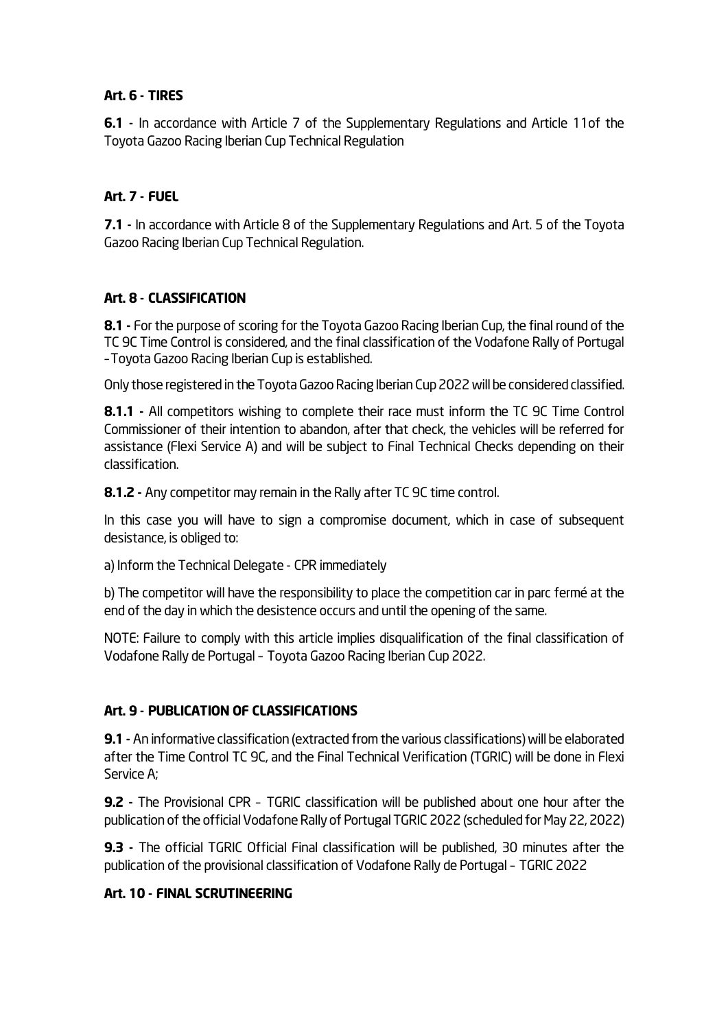## Art. 6 - TIRES

**6.1 -** In accordance with Article 7 of the Supplementary Regulations and Article 11of the Toyota Gazoo Racing Iberian Cup Technical Regulation

## Art. 7 - FUEL

**7.1 -** In accordance with Article 8 of the Supplementary Regulations and Art. 5 of the Toyota Gazoo Racing Iberian Cup Technical Regulation.

## Art. 8 - CLASSIFICATION

**8.1 -** For the purpose of scoring for the Toyota Gazoo Racing Iberian Cup, the final round of the TC 9C Time Control is considered, and the final classification of the Vodafone Rally of Portugal – Toyota Gazoo Racing Iberian Cup is established.

Only those registered in the Toyota Gazoo Racing Iberian Cup 2022 will be considered classified.

**8.1.1 -** All competitors wishing to complete their race must inform the TC 9C Time Control Commissioner of their intention to abandon, after that check, the vehicles will be referred for assistance (Flexi Service A) and will be subject to Final Technical Checks depending on their classification.

**8.1.2 -** Any competitor may remain in the Rally after TC 9C time control.

In this case you will have to sign a compromise document, which in case of subsequent desistance, is obliged to:

a) Inform the Technical Delegate - CPR immediately

b) The competitor will have the responsibility to place the competition car in parc fermé at the end of the day in which the desistence occurs and until the opening of the same.

NOTE: Failure to comply with this article implies disqualification of the final classification of Vodafone Rally de Portugal – Toyota Gazoo Racing Iberian Cup 2022.

## Art. 9 - PUBLICATION OF CLASSIFICATIONS

**9.1 -** An informative classification (extracted from the various classifications) will be elaborated after the Time Control TC 9C, and the Final Technical Verification (TGRIC) will be done in Flexi Service A;

**9.2 -** The Provisional CPR – TGRIC classification will be published about one hour after the publication of the official Vodafone Rally of Portugal TGRIC 2022 (scheduled for May 22, 2022)

**9.3 -** The official TGRIC Official Final classification will be published, 30 minutes after the publication of the provisional classification of Vodafone Rally de Portugal – TGRIC 2022

## Art. 10 - FINAL SCRUTINEERING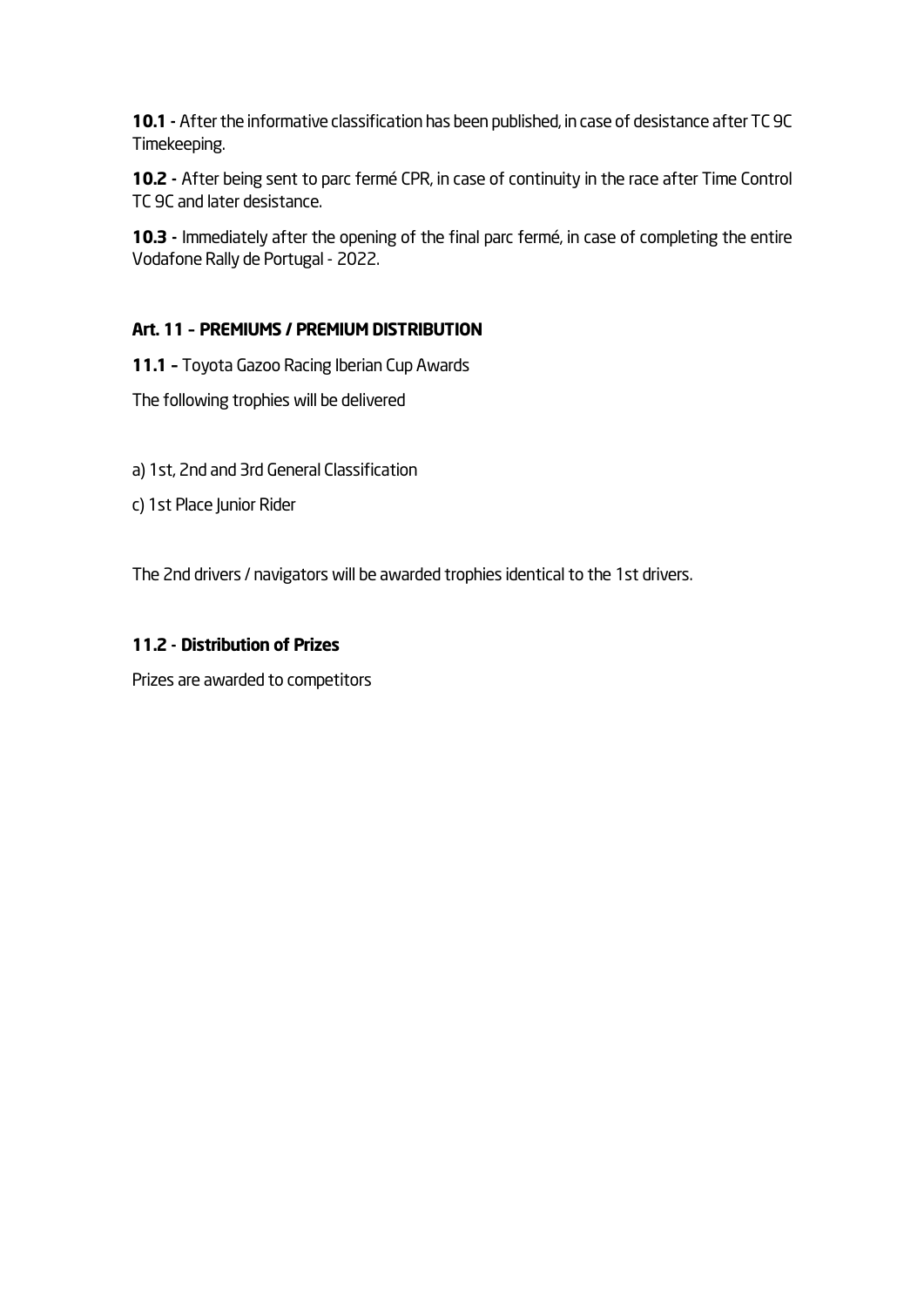**10.1 -** After the informative classification has been published, in case of desistance after TC 9C Timekeeping.

**10.2 -** After being sent to parc fermé CPR, in case of continuity in the race after Time Control TC 9C and later desistance.

**10.3 -** Immediately after the opening of the final parc fermé, in case of completing the entire Vodafone Rally de Portugal - 2022.

## Art. 11 – PREMIUMS / PREMIUM DISTRIBUTION

**11.1 –** Toyota Gazoo Racing Iberian Cup Awards

The following trophies will be delivered

a) 1st, 2nd and 3rd General Classification

c) 1st Place Junior Rider

The 2nd drivers / navigators will be awarded trophies identical to the 1st drivers.

### 11.2 - Distribution of Prizes

Prizes are awarded to competitors